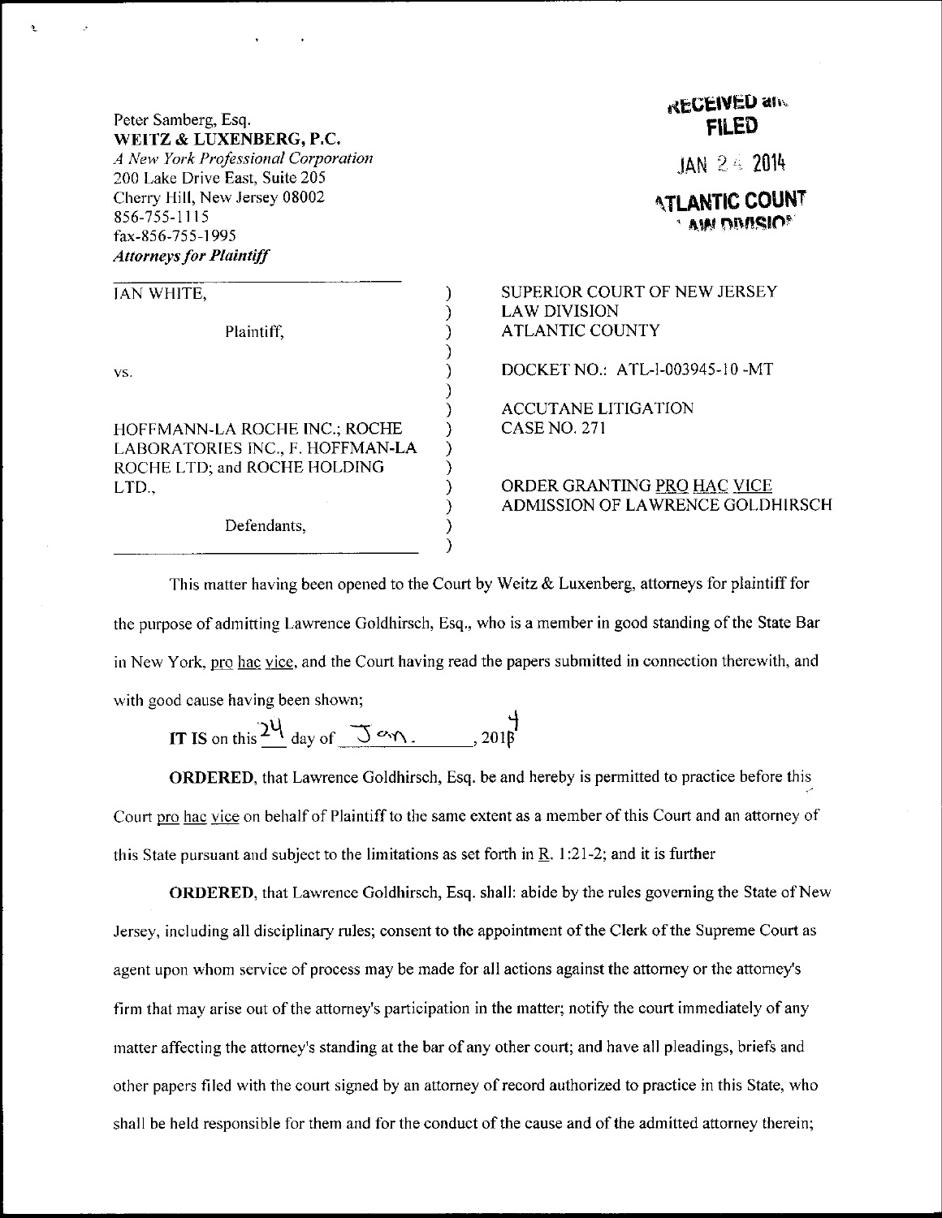Peter Samberg, Esq.
**WEITZ & LUXENBERG, P.C.**
*A New York Professional Corporation*
200 Lake Drive East, Suite 205
Cherry Hill, New Jersey 08002
856-755-1115
fax-856-755-1995
***Attorneys for Plaintiff***

RECEIVED and FILED
JAN 24 2014
ATLANTIC COUNTY LAW DIVISION

| | | |
|---|---|---|
| IAN WHITE, | ) | SUPERIOR COURT OF NEW JERSEY |
| | ) | LAW DIVISION |
| Plaintiff, | ) | ATLANTIC COUNTY |
| | ) | |
| vs. | ) | DOCKET NO.: ATL-l-003945-10 -MT |
| | ) | |
| | ) | ACCUTANE LITIGATION |
| HOFFMANN-LA ROCHE INC.; ROCHE LABORATORIES INC., F. HOFFMAN-LA ROCHE LTD; and ROCHE HOLDING LTD., | ) | CASE NO. 271 |
| | ) | |
| | ) | ORDER GRANTING PRO HAC VICE ADMISSION OF LAWRENCE GOLDHIRSCH |
| Defendants, | ) | |

This matter having been opened to the Court by Weitz & Luxenberg, attorneys for plaintiff for the purpose of admitting Lawrence Goldhirsch, Esq., who is a member in good standing of the State Bar in New York, pro hac vice, and the Court having read the papers submitted in connection therewith, and with good cause having been shown;

**IT IS** on this 24 day of Jan., 2014

**ORDERED**, that Lawrence Goldhirsch, Esq. be and hereby is permitted to practice before this Court pro hac vice on behalf of Plaintiff to the same extent as a member of this Court and an attorney of this State pursuant and subject to the limitations as set forth in R. 1:21-2; and it is further

**ORDERED**, that Lawrence Goldhirsch, Esq. shall: abide by the rules governing the State of New Jersey, including all disciplinary rules; consent to the appointment of the Clerk of the Supreme Court as agent upon whom service of process may be made for all actions against the attorney or the attorney's firm that may arise out of the attorney's participation in the matter; notify the court immediately of any matter affecting the attorney's standing at the bar of any other court; and have all pleadings, briefs and other papers filed with the court signed by an attorney of record authorized to practice in this State, who shall be held responsible for them and for the conduct of the cause and of the admitted attorney therein;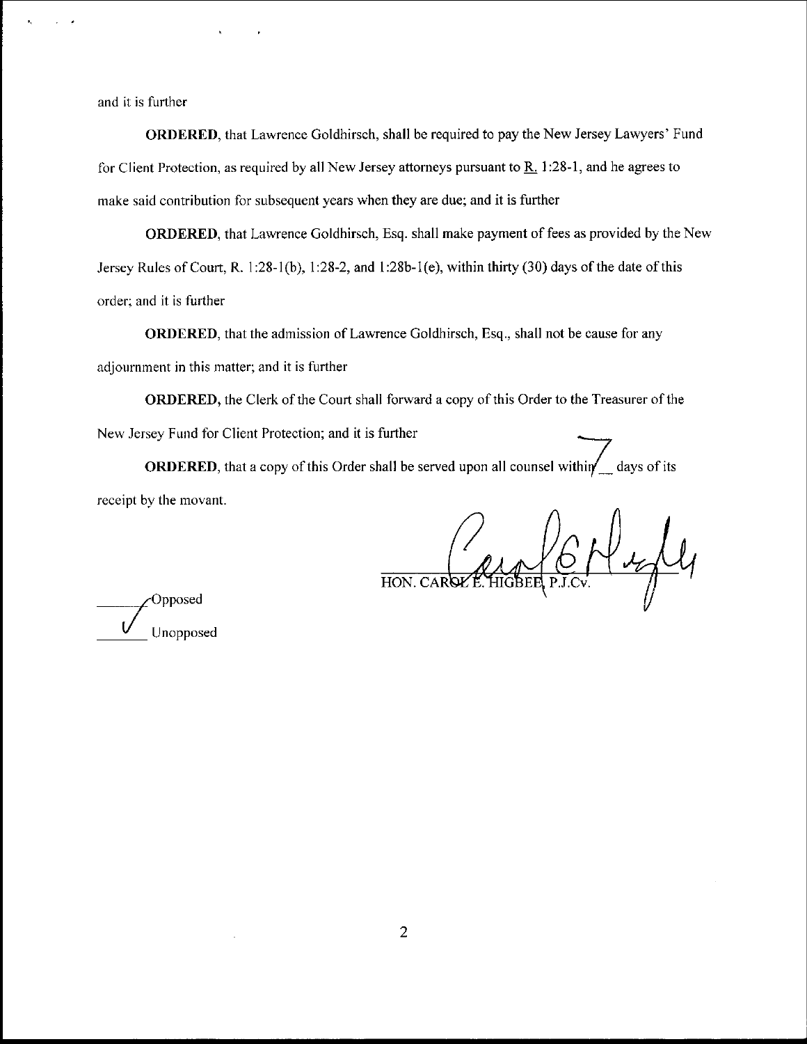and it is further

**ORDERED**, that Lawrence Goldhirsch, shall be required to pay the New Jersey Lawyers' Fund for Client Protection, as required by all New Jersey attorneys pursuant to R. 1:28-1, and he agrees to make said contribution for subsequent years when they are due; and it is further

**ORDERED**, that Lawrence Goldhirsch, Esq. shall make payment of fees as provided by the New Jersey Rules of Court, R. 1:28-1(b), 1:28-2, and 1:28b-1(e), within thirty (30) days of the date of this order; and it is further

**ORDERED**, that the admission of Lawrence Goldhirsch, Esq., shall not be cause for any adjournment in this matter; and it is further

**ORDERED,** the Clerk of the Court shall forward a copy of this Order to the Treasurer of the New Jersey Fund for Client Protection; and it is further

**ORDERED**, that a copy of this Order shall be served upon all counsel within 7 days of its receipt by the movant.

HON. CAROL E. HIGBEE, P.J.Cv.

_____ Opposed

__✓__ Unopposed